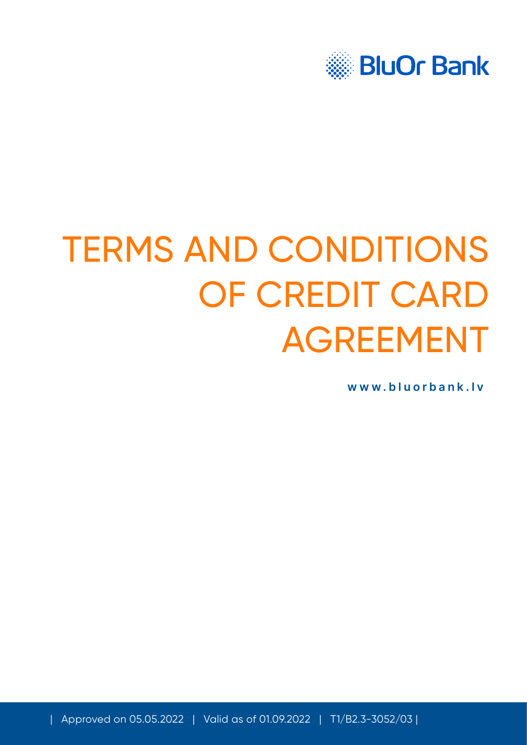BluOr Bank

# TERMS AND CONDITIONS OF CREDIT CARD AGREEMENT

www.bluorbank.lv

| Approved on 05.05.2022 | Valid as of 01.09.2022 | T1/B2.3-3052/03 |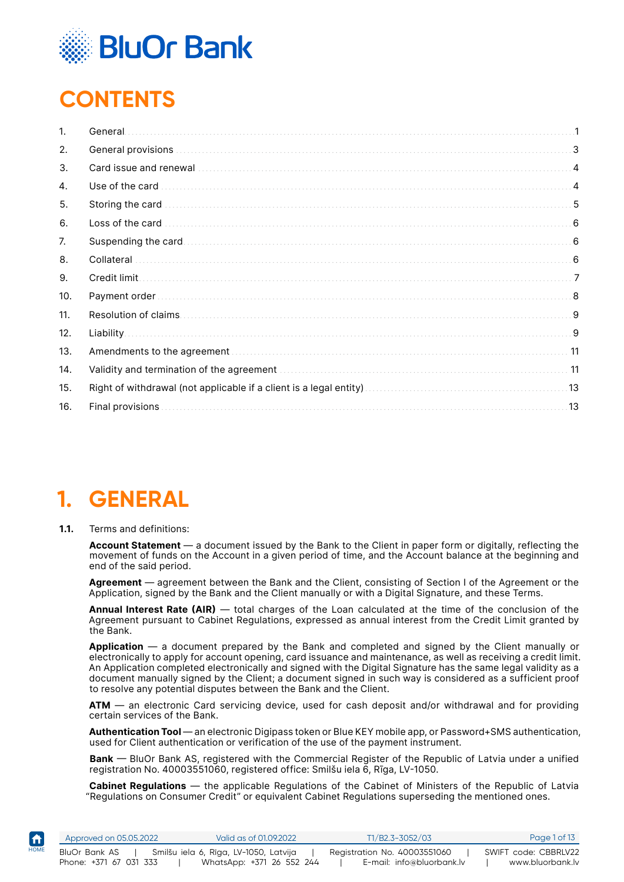# CONTENTS

| | | |
|---|---|---|
| 1. | General | 1 |
| 2. | General provisions | 3 |
| 3. | Card issue and renewal | 4 |
| 4. | Use of the card | 4 |
| 5. | Storing the card | 5 |
| 6. | Loss of the card | 6 |
| 7. | Suspending the card | 6 |
| 8. | Collateral | 6 |
| 9. | Credit limit | 7 |
| 10. | Payment order | 8 |
| 11. | Resolution of claims | 9 |
| 12. | Liability | 9 |
| 13. | Amendments to the agreement | 11 |
| 14. | Validity and termination of the agreement | 11 |
| 15. | Right of withdrawal (not applicable if a client is a legal entity) | 13 |
| 16. | Final provisions | 13 |

# 1. GENERAL

**1.1.** Terms and definitions:

**Account Statement** — a document issued by the Bank to the Client in paper form or digitally, reflecting the movement of funds on the Account in a given period of time, and the Account balance at the beginning and end of the said period.

**Agreement** — agreement between the Bank and the Client, consisting of Section I of the Agreement or the Application, signed by the Bank and the Client manually or with a Digital Signature, and these Terms.

**Annual Interest Rate (AIR)** — total charges of the Loan calculated at the time of the conclusion of the Agreement pursuant to Cabinet Regulations, expressed as annual interest from the Credit Limit granted by the Bank.

**Application** — a document prepared by the Bank and completed and signed by the Client manually or electronically to apply for account opening, card issuance and maintenance, as well as receiving a credit limit. An Application completed electronically and signed with the Digital Signature has the same legal validity as a document manually signed by the Client; a document signed in such way is considered as a sufficient proof to resolve any potential disputes between the Bank and the Client.

**ATM** — an electronic Card servicing device, used for cash deposit and/or withdrawal and for providing certain services of the Bank.

**Authentication Tool** — an electronic Digipass token or Blue KEY mobile app, or Password+SMS authentication, used for Client authentication or verification of the use of the payment instrument.

**Bank** — BluOr Bank AS, registered with the Commercial Register of the Republic of Latvia under a unified registration No. 40003551060, registered office: Smilšu iela 6, Rīga, LV-1050.

**Cabinet Regulations** — the applicable Regulations of the Cabinet of Ministers of the Republic of Latvia "Regulations on Consumer Credit" or equivalent Cabinet Regulations superseding the mentioned ones.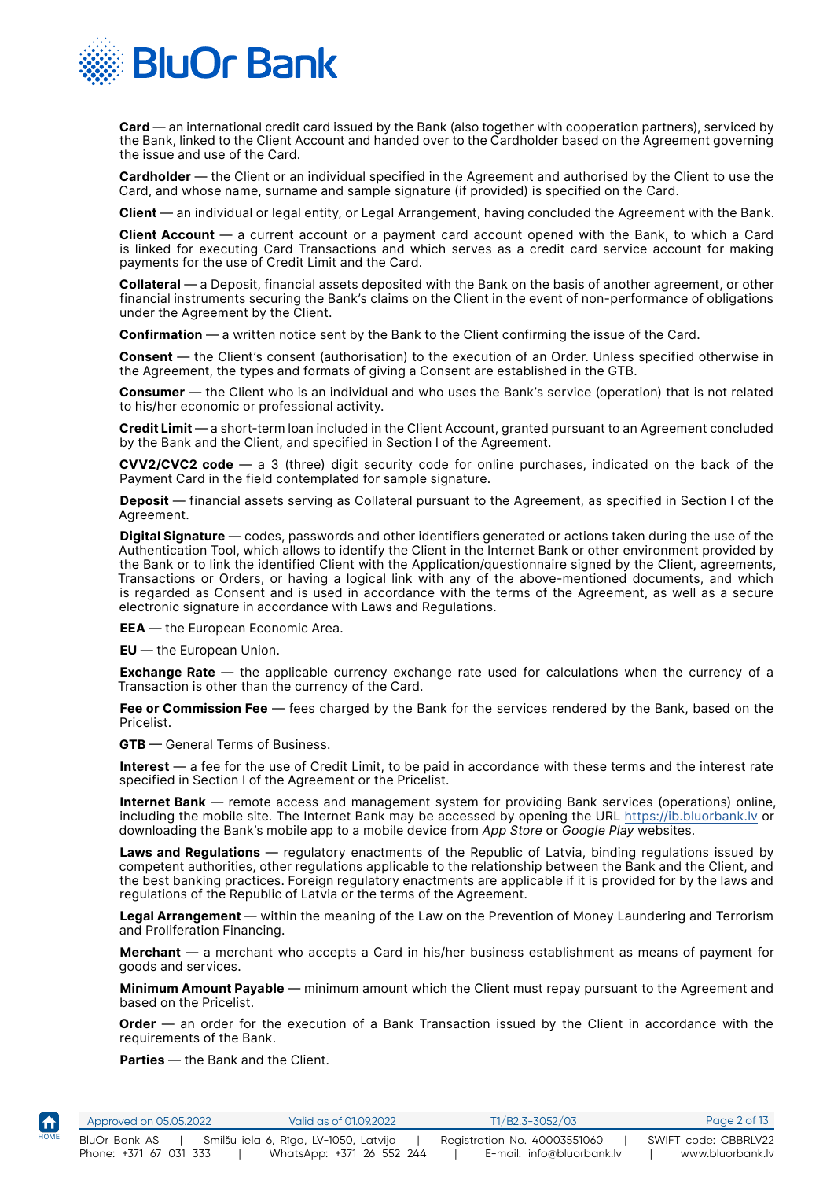**Card** — an international credit card issued by the Bank (also together with cooperation partners), serviced by the Bank, linked to the Client Account and handed over to the Cardholder based on the Agreement governing the issue and use of the Card.

**Cardholder** — the Client or an individual specified in the Agreement and authorised by the Client to use the Card, and whose name, surname and sample signature (if provided) is specified on the Card.

**Client** — an individual or legal entity, or Legal Arrangement, having concluded the Agreement with the Bank.

**Client Account** — a current account or a payment card account opened with the Bank, to which a Card is linked for executing Card Transactions and which serves as a credit card service account for making payments for the use of Credit Limit and the Card.

**Collateral** — a Deposit, financial assets deposited with the Bank on the basis of another agreement, or other financial instruments securing the Bank's claims on the Client in the event of non-performance of obligations under the Agreement by the Client.

**Confirmation** — a written notice sent by the Bank to the Client confirming the issue of the Card.

**Consent** — the Client's consent (authorisation) to the execution of an Order. Unless specified otherwise in the Agreement, the types and formats of giving a Consent are established in the GTB.

**Consumer** — the Client who is an individual and who uses the Bank's service (operation) that is not related to his/her economic or professional activity.

**Credit Limit** — a short-term loan included in the Client Account, granted pursuant to an Agreement concluded by the Bank and the Client, and specified in Section I of the Agreement.

**CVV2/CVC2 code** — a 3 (three) digit security code for online purchases, indicated on the back of the Payment Card in the field contemplated for sample signature.

**Deposit** — financial assets serving as Collateral pursuant to the Agreement, as specified in Section I of the Agreement.

**Digital Signature** — codes, passwords and other identifiers generated or actions taken during the use of the Authentication Tool, which allows to identify the Client in the Internet Bank or other environment provided by the Bank or to link the identified Client with the Application/questionnaire signed by the Client, agreements, Transactions or Orders, or having a logical link with any of the above-mentioned documents, and which is regarded as Consent and is used in accordance with the terms of the Agreement, as well as a secure electronic signature in accordance with Laws and Regulations.

**EEA** — the European Economic Area.

**EU** — the European Union.

**Exchange Rate** — the applicable currency exchange rate used for calculations when the currency of a Transaction is other than the currency of the Card.

**Fee or Commission Fee** — fees charged by the Bank for the services rendered by the Bank, based on the Pricelist.

**GTB** — General Terms of Business.

**Interest** — a fee for the use of Credit Limit, to be paid in accordance with these terms and the interest rate specified in Section I of the Agreement or the Pricelist.

**Internet Bank** — remote access and management system for providing Bank services (operations) online, including the mobile site. The Internet Bank may be accessed by opening the URL https://ib.bluorbank.lv or downloading the Bank's mobile app to a mobile device from *App Store* or *Google Play* websites.

**Laws and Regulations** — regulatory enactments of the Republic of Latvia, binding regulations issued by competent authorities, other regulations applicable to the relationship between the Bank and the Client, and the best banking practices. Foreign regulatory enactments are applicable if it is provided for by the laws and regulations of the Republic of Latvia or the terms of the Agreement.

**Legal Arrangement** — within the meaning of the Law on the Prevention of Money Laundering and Terrorism and Proliferation Financing.

**Merchant** — a merchant who accepts a Card in his/her business establishment as means of payment for goods and services.

**Minimum Amount Payable** — minimum amount which the Client must repay pursuant to the Agreement and based on the Pricelist.

**Order** — an order for the execution of a Bank Transaction issued by the Client in accordance with the requirements of the Bank.

**Parties** — the Bank and the Client.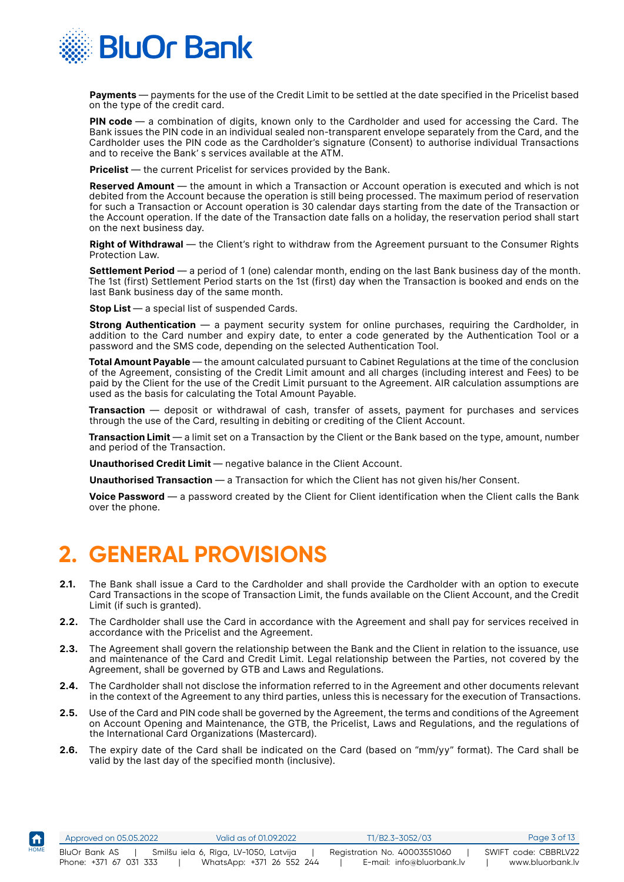**Payments** — payments for the use of the Credit Limit to be settled at the date specified in the Pricelist based on the type of the credit card.

**PIN code** — a combination of digits, known only to the Cardholder and used for accessing the Card. The Bank issues the PIN code in an individual sealed non-transparent envelope separately from the Card, and the Cardholder uses the PIN code as the Cardholder's signature (Consent) to authorise individual Transactions and to receive the Bank' s services available at the ATM.

**Pricelist** — the current Pricelist for services provided by the Bank.

**Reserved Amount** — the amount in which a Transaction or Account operation is executed and which is not debited from the Account because the operation is still being processed. The maximum period of reservation for such a Transaction or Account operation is 30 calendar days starting from the date of the Transaction or the Account operation. If the date of the Transaction date falls on a holiday, the reservation period shall start on the next business day.

**Right of Withdrawal** — the Client's right to withdraw from the Agreement pursuant to the Consumer Rights Protection Law.

**Settlement Period** — a period of 1 (one) calendar month, ending on the last Bank business day of the month. The 1st (first) Settlement Period starts on the 1st (first) day when the Transaction is booked and ends on the last Bank business day of the same month.

**Stop List** — a special list of suspended Cards.

**Strong Authentication** — a payment security system for online purchases, requiring the Cardholder, in addition to the Card number and expiry date, to enter a code generated by the Authentication Tool or a password and the SMS code, depending on the selected Authentication Tool.

**Total Amount Payable** — the amount calculated pursuant to Cabinet Regulations at the time of the conclusion of the Agreement, consisting of the Credit Limit amount and all charges (including interest and Fees) to be paid by the Client for the use of the Credit Limit pursuant to the Agreement. AIR calculation assumptions are used as the basis for calculating the Total Amount Payable.

**Transaction** — deposit or withdrawal of cash, transfer of assets, payment for purchases and services through the use of the Card, resulting in debiting or crediting of the Client Account.

**Transaction Limit** — a limit set on a Transaction by the Client or the Bank based on the type, amount, number and period of the Transaction.

**Unauthorised Credit Limit** — negative balance in the Client Account.

**Unauthorised Transaction** — a Transaction for which the Client has not given his/her Consent.

**Voice Password** — a password created by the Client for Client identification when the Client calls the Bank over the phone.

# 2. GENERAL PROVISIONS

**2.1.** The Bank shall issue a Card to the Cardholder and shall provide the Cardholder with an option to execute Card Transactions in the scope of Transaction Limit, the funds available on the Client Account, and the Credit Limit (if such is granted).

**2.2.** The Cardholder shall use the Card in accordance with the Agreement and shall pay for services received in accordance with the Pricelist and the Agreement.

**2.3.** The Agreement shall govern the relationship between the Bank and the Client in relation to the issuance, use and maintenance of the Card and Credit Limit. Legal relationship between the Parties, not covered by the Agreement, shall be governed by GTB and Laws and Regulations.

**2.4.** The Cardholder shall not disclose the information referred to in the Agreement and other documents relevant in the context of the Agreement to any third parties, unless this is necessary for the execution of Transactions.

**2.5.** Use of the Card and PIN code shall be governed by the Agreement, the terms and conditions of the Agreement on Account Opening and Maintenance, the GTB, the Pricelist, Laws and Regulations, and the regulations of the International Card Organizations (Mastercard).

**2.6.** The expiry date of the Card shall be indicated on the Card (based on "mm/yy" format). The Card shall be valid by the last day of the specified month (inclusive).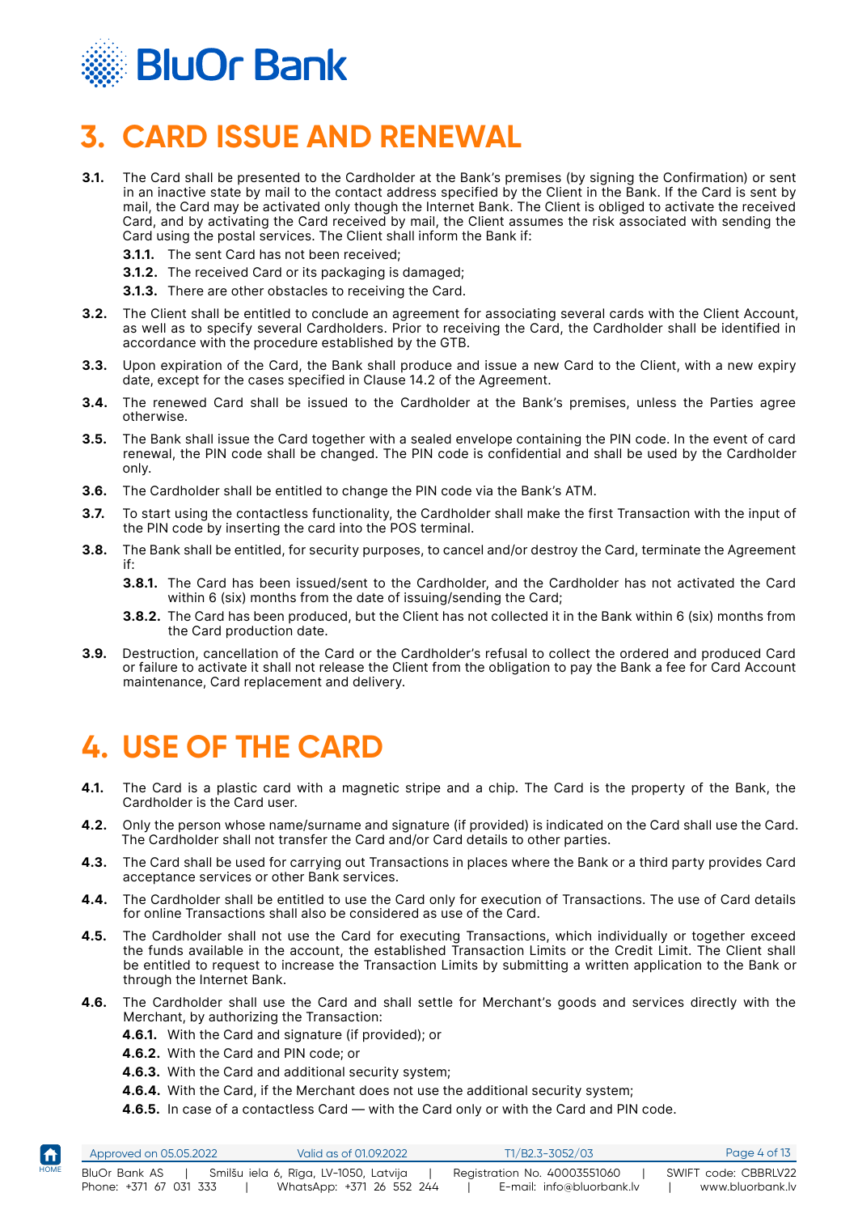# 3. CARD ISSUE AND RENEWAL

**3.1.** The Card shall be presented to the Cardholder at the Bank's premises (by signing the Confirmation) or sent in an inactive state by mail to the contact address specified by the Client in the Bank. If the Card is sent by mail, the Card may be activated only though the Internet Bank. The Client is obliged to activate the received Card, and by activating the Card received by mail, the Client assumes the risk associated with sending the Card using the postal services. The Client shall inform the Bank if:

- **3.1.1.** The sent Card has not been received;
- **3.1.2.** The received Card or its packaging is damaged;
- **3.1.3.** There are other obstacles to receiving the Card.

**3.2.** The Client shall be entitled to conclude an agreement for associating several cards with the Client Account, as well as to specify several Cardholders. Prior to receiving the Card, the Cardholder shall be identified in accordance with the procedure established by the GTB.

**3.3.** Upon expiration of the Card, the Bank shall produce and issue a new Card to the Client, with a new expiry date, except for the cases specified in Clause 14.2 of the Agreement.

**3.4.** The renewed Card shall be issued to the Cardholder at the Bank's premises, unless the Parties agree otherwise.

**3.5.** The Bank shall issue the Card together with a sealed envelope containing the PIN code. In the event of card renewal, the PIN code shall be changed. The PIN code is confidential and shall be used by the Cardholder only.

**3.6.** The Cardholder shall be entitled to change the PIN code via the Bank's ATM.

**3.7.** To start using the contactless functionality, the Cardholder shall make the first Transaction with the input of the PIN code by inserting the card into the POS terminal.

**3.8.** The Bank shall be entitled, for security purposes, to cancel and/or destroy the Card, terminate the Agreement if:

- **3.8.1.** The Card has been issued/sent to the Cardholder, and the Cardholder has not activated the Card within 6 (six) months from the date of issuing/sending the Card;
- **3.8.2.** The Card has been produced, but the Client has not collected it in the Bank within 6 (six) months from the Card production date.

**3.9.** Destruction, cancellation of the Card or the Cardholder's refusal to collect the ordered and produced Card or failure to activate it shall not release the Client from the obligation to pay the Bank a fee for Card Account maintenance, Card replacement and delivery.

# 4. USE OF THE CARD

**4.1.** The Card is a plastic card with a magnetic stripe and a chip. The Card is the property of the Bank, the Cardholder is the Card user.

**4.2.** Only the person whose name/surname and signature (if provided) is indicated on the Card shall use the Card. The Cardholder shall not transfer the Card and/or Card details to other parties.

**4.3.** The Card shall be used for carrying out Transactions in places where the Bank or a third party provides Card acceptance services or other Bank services.

**4.4.** The Cardholder shall be entitled to use the Card only for execution of Transactions. The use of Card details for online Transactions shall also be considered as use of the Card.

**4.5.** The Cardholder shall not use the Card for executing Transactions, which individually or together exceed the funds available in the account, the established Transaction Limits or the Credit Limit. The Client shall be entitled to request to increase the Transaction Limits by submitting a written application to the Bank or through the Internet Bank.

**4.6.** The Cardholder shall use the Card and shall settle for Merchant's goods and services directly with the Merchant, by authorizing the Transaction:

- **4.6.1.** With the Card and signature (if provided); or
- **4.6.2.** With the Card and PIN code; or
- **4.6.3.** With the Card and additional security system;
- **4.6.4.** With the Card, if the Merchant does not use the additional security system;
- **4.6.5.** In case of a contactless Card — with the Card only or with the Card and PIN code.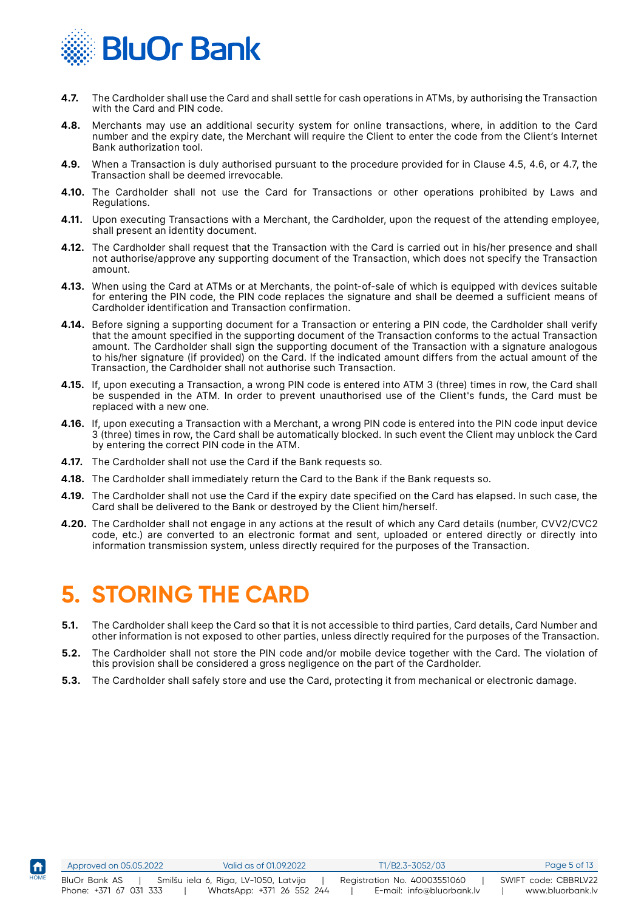**4.7.** The Cardholder shall use the Card and shall settle for cash operations in ATMs, by authorising the Transaction with the Card and PIN code.

**4.8.** Merchants may use an additional security system for online transactions, where, in addition to the Card number and the expiry date, the Merchant will require the Client to enter the code from the Client's Internet Bank authorization tool.

**4.9.** When a Transaction is duly authorised pursuant to the procedure provided for in Clause 4.5, 4.6, or 4.7, the Transaction shall be deemed irrevocable.

**4.10.** The Cardholder shall not use the Card for Transactions or other operations prohibited by Laws and Regulations.

**4.11.** Upon executing Transactions with a Merchant, the Cardholder, upon the request of the attending employee, shall present an identity document.

**4.12.** The Cardholder shall request that the Transaction with the Card is carried out in his/her presence and shall not authorise/approve any supporting document of the Transaction, which does not specify the Transaction amount.

**4.13.** When using the Card at ATMs or at Merchants, the point-of-sale of which is equipped with devices suitable for entering the PIN code, the PIN code replaces the signature and shall be deemed a sufficient means of Cardholder identification and Transaction confirmation.

**4.14.** Before signing a supporting document for a Transaction or entering a PIN code, the Cardholder shall verify that the amount specified in the supporting document of the Transaction conforms to the actual Transaction amount. The Cardholder shall sign the supporting document of the Transaction with a signature analogous to his/her signature (if provided) on the Card. If the indicated amount differs from the actual amount of the Transaction, the Cardholder shall not authorise such Transaction.

**4.15.** If, upon executing a Transaction, a wrong PIN code is entered into ATM 3 (three) times in row, the Card shall be suspended in the ATM. In order to prevent unauthorised use of the Client's funds, the Card must be replaced with a new one.

**4.16.** If, upon executing a Transaction with a Merchant, a wrong PIN code is entered into the PIN code input device 3 (three) times in row, the Card shall be automatically blocked. In such event the Client may unblock the Card by entering the correct PIN code in the ATM.

**4.17.** The Cardholder shall not use the Card if the Bank requests so.

**4.18.** The Cardholder shall immediately return the Card to the Bank if the Bank requests so.

**4.19.** The Cardholder shall not use the Card if the expiry date specified on the Card has elapsed. In such case, the Card shall be delivered to the Bank or destroyed by the Client him/herself.

**4.20.** The Cardholder shall not engage in any actions at the result of which any Card details (number, CVV2/CVC2 code, etc.) are converted to an electronic format and sent, uploaded or entered directly or directly into information transmission system, unless directly required for the purposes of the Transaction.

# 5. STORING THE CARD

**5.1.** The Cardholder shall keep the Card so that it is not accessible to third parties, Card details, Card Number and other information is not exposed to other parties, unless directly required for the purposes of the Transaction.

**5.2.** The Cardholder shall not store the PIN code and/or mobile device together with the Card. The violation of this provision shall be considered a gross negligence on the part of the Cardholder.

**5.3.** The Cardholder shall safely store and use the Card, protecting it from mechanical or electronic damage.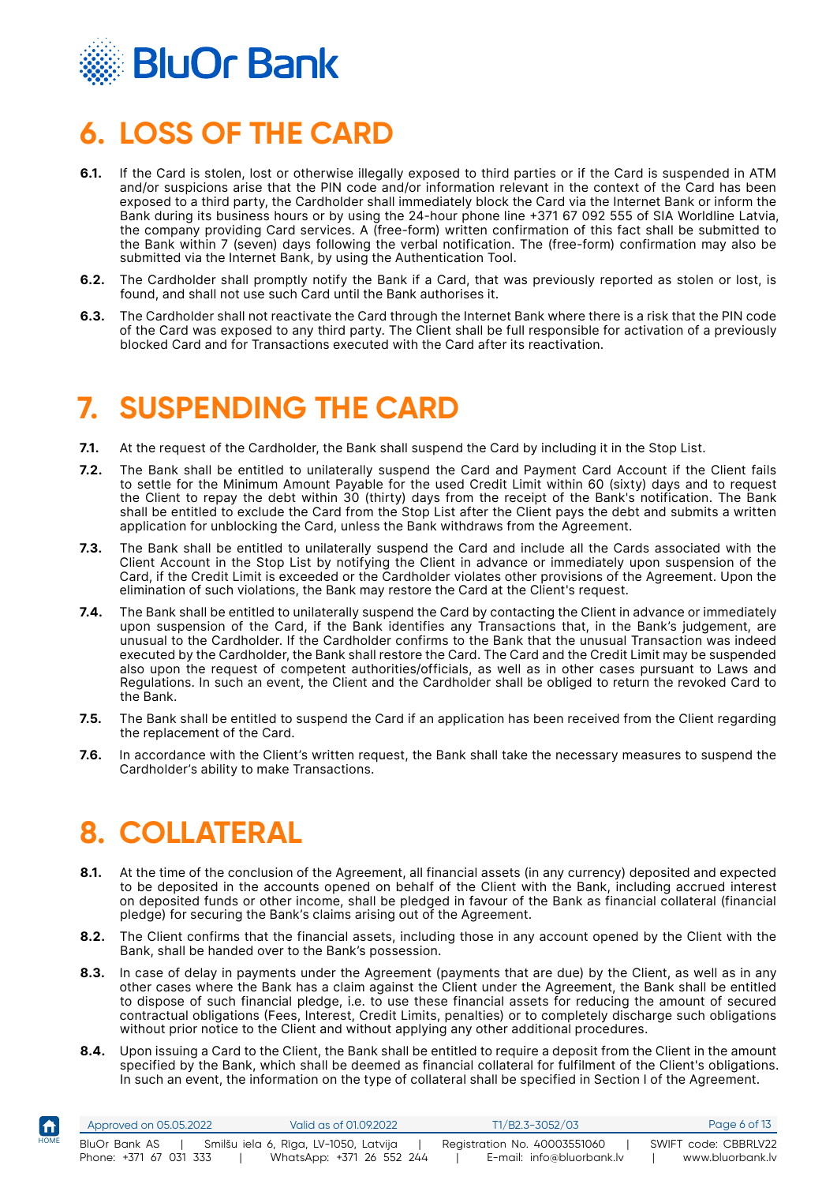# 6. LOSS OF THE CARD

**6.1.** If the Card is stolen, lost or otherwise illegally exposed to third parties or if the Card is suspended in ATM and/or suspicions arise that the PIN code and/or information relevant in the context of the Card has been exposed to a third party, the Cardholder shall immediately block the Card via the Internet Bank or inform the Bank during its business hours or by using the 24-hour phone line +371 67 092 555 of SIA Worldline Latvia, the company providing Card services. A (free-form) written confirmation of this fact shall be submitted to the Bank within 7 (seven) days following the verbal notification. The (free-form) confirmation may also be submitted via the Internet Bank, by using the Authentication Tool.

**6.2.** The Cardholder shall promptly notify the Bank if a Card, that was previously reported as stolen or lost, is found, and shall not use such Card until the Bank authorises it.

**6.3.** The Cardholder shall not reactivate the Card through the Internet Bank where there is a risk that the PIN code of the Card was exposed to any third party. The Client shall be full responsible for activation of a previously blocked Card and for Transactions executed with the Card after its reactivation.

# 7. SUSPENDING THE CARD

**7.1.** At the request of the Cardholder, the Bank shall suspend the Card by including it in the Stop List.

**7.2.** The Bank shall be entitled to unilaterally suspend the Card and Payment Card Account if the Client fails to settle for the Minimum Amount Payable for the used Credit Limit within 60 (sixty) days and to request the Client to repay the debt within 30 (thirty) days from the receipt of the Bank's notification. The Bank shall be entitled to exclude the Card from the Stop List after the Client pays the debt and submits a written application for unblocking the Card, unless the Bank withdraws from the Agreement.

**7.3.** The Bank shall be entitled to unilaterally suspend the Card and include all the Cards associated with the Client Account in the Stop List by notifying the Client in advance or immediately upon suspension of the Card, if the Credit Limit is exceeded or the Cardholder violates other provisions of the Agreement. Upon the elimination of such violations, the Bank may restore the Card at the Client's request.

**7.4.** The Bank shall be entitled to unilaterally suspend the Card by contacting the Client in advance or immediately upon suspension of the Card, if the Bank identifies any Transactions that, in the Bank's judgement, are unusual to the Cardholder. If the Cardholder confirms to the Bank that the unusual Transaction was indeed executed by the Cardholder, the Bank shall restore the Card. The Card and the Credit Limit may be suspended also upon the request of competent authorities/officials, as well as in other cases pursuant to Laws and Regulations. In such an event, the Client and the Cardholder shall be obliged to return the revoked Card to the Bank.

**7.5.** The Bank shall be entitled to suspend the Card if an application has been received from the Client regarding the replacement of the Card.

**7.6.** In accordance with the Client's written request, the Bank shall take the necessary measures to suspend the Cardholder's ability to make Transactions.

# 8. COLLATERAL

**8.1.** At the time of the conclusion of the Agreement, all financial assets (in any currency) deposited and expected to be deposited in the accounts opened on behalf of the Client with the Bank, including accrued interest on deposited funds or other income, shall be pledged in favour of the Bank as financial collateral (financial pledge) for securing the Bank's claims arising out of the Agreement.

**8.2.** The Client confirms that the financial assets, including those in any account opened by the Client with the Bank, shall be handed over to the Bank's possession.

**8.3.** In case of delay in payments under the Agreement (payments that are due) by the Client, as well as in any other cases where the Bank has a claim against the Client under the Agreement, the Bank shall be entitled to dispose of such financial pledge, i.e. to use these financial assets for reducing the amount of secured contractual obligations (Fees, Interest, Credit Limits, penalties) or to completely discharge such obligations without prior notice to the Client and without applying any other additional procedures.

**8.4.** Upon issuing a Card to the Client, the Bank shall be entitled to require a deposit from the Client in the amount specified by the Bank, which shall be deemed as financial collateral for fulfilment of the Client's obligations. In such an event, the information on the type of collateral shall be specified in Section I of the Agreement.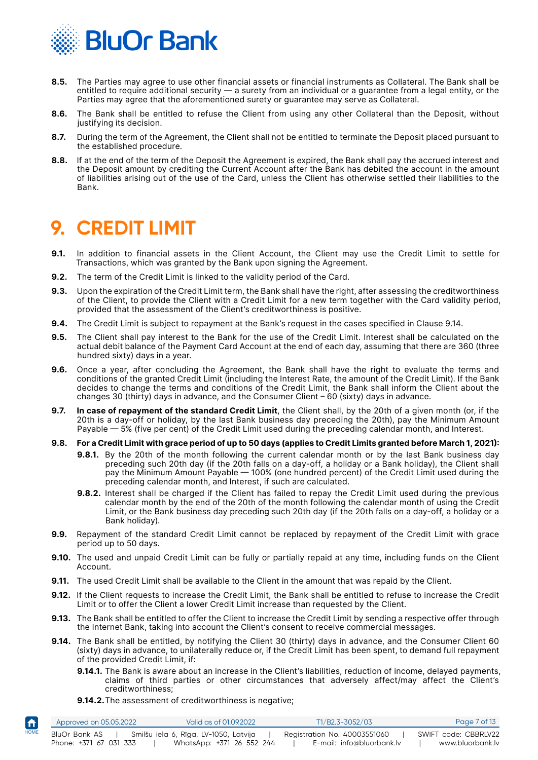**8.5.** The Parties may agree to use other financial assets or financial instruments as Collateral. The Bank shall be entitled to require additional security — a surety from an individual or a guarantee from a legal entity, or the Parties may agree that the aforementioned surety or guarantee may serve as Collateral.

**8.6.** The Bank shall be entitled to refuse the Client from using any other Collateral than the Deposit, without justifying its decision.

**8.7.** During the term of the Agreement, the Client shall not be entitled to terminate the Deposit placed pursuant to the established procedure.

**8.8.** If at the end of the term of the Deposit the Agreement is expired, the Bank shall pay the accrued interest and the Deposit amount by crediting the Current Account after the Bank has debited the account in the amount of liabilities arising out of the use of the Card, unless the Client has otherwise settled their liabilities to the Bank.

# 9. CREDIT LIMIT

**9.1.** In addition to financial assets in the Client Account, the Client may use the Credit Limit to settle for Transactions, which was granted by the Bank upon signing the Agreement.

**9.2.** The term of the Credit Limit is linked to the validity period of the Card.

**9.3.** Upon the expiration of the Credit Limit term, the Bank shall have the right, after assessing the creditworthiness of the Client, to provide the Client with a Credit Limit for a new term together with the Card validity period, provided that the assessment of the Client's creditworthiness is positive.

**9.4.** The Credit Limit is subject to repayment at the Bank's request in the cases specified in Clause 9.14.

**9.5.** The Client shall pay interest to the Bank for the use of the Credit Limit. Interest shall be calculated on the actual debit balance of the Payment Card Account at the end of each day, assuming that there are 360 (three hundred sixty) days in a year.

**9.6.** Once a year, after concluding the Agreement, the Bank shall have the right to evaluate the terms and conditions of the granted Credit Limit (including the Interest Rate, the amount of the Credit Limit). If the Bank decides to change the terms and conditions of the Credit Limit, the Bank shall inform the Client about the changes 30 (thirty) days in advance, and the Consumer Client – 60 (sixty) days in advance.

**9.7.** **In case of repayment of the standard Credit Limit**, the Client shall, by the 20th of a given month (or, if the 20th is a day-off or holiday, by the last Bank business day preceding the 20th), pay the Minimum Amount Payable — 5% (five per cent) of the Credit Limit used during the preceding calendar month, and Interest.

**9.8.** **For a Credit Limit with grace period of up to 50 days (applies to Credit Limits granted before March 1, 2021):**

- **9.8.1.** By the 20th of the month following the current calendar month or by the last Bank business day preceding such 20th day (if the 20th falls on a day-off, a holiday or a Bank holiday), the Client shall pay the Minimum Amount Payable — 100% (one hundred percent) of the Credit Limit used during the preceding calendar month, and Interest, if such are calculated.
- **9.8.2.** Interest shall be charged if the Client has failed to repay the Credit Limit used during the previous calendar month by the end of the 20th of the month following the calendar month of using the Credit Limit, or the Bank business day preceding such 20th day (if the 20th falls on a day-off, a holiday or a Bank holiday).

**9.9.** Repayment of the standard Credit Limit cannot be replaced by repayment of the Credit Limit with grace period up to 50 days.

**9.10.** The used and unpaid Credit Limit can be fully or partially repaid at any time, including funds on the Client Account.

**9.11.** The used Credit Limit shall be available to the Client in the amount that was repaid by the Client.

**9.12.** If the Client requests to increase the Credit Limit, the Bank shall be entitled to refuse to increase the Credit Limit or to offer the Client a lower Credit Limit increase than requested by the Client.

**9.13.** The Bank shall be entitled to offer the Client to increase the Credit Limit by sending a respective offer through the Internet Bank, taking into account the Client's consent to receive commercial messages.

**9.14.** The Bank shall be entitled, by notifying the Client 30 (thirty) days in advance, and the Consumer Client 60 (sixty) days in advance, to unilaterally reduce or, if the Credit Limit has been spent, to demand full repayment of the provided Credit Limit, if:

- **9.14.1.** The Bank is aware about an increase in the Client's liabilities, reduction of income, delayed payments, claims of third parties or other circumstances that adversely affect/may affect the Client's creditworthiness;
- **9.14.2.** The assessment of creditworthiness is negative;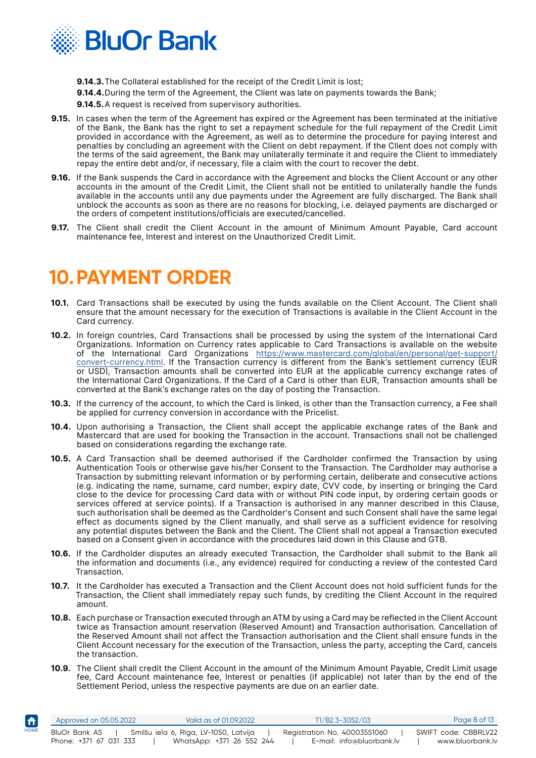**9.14.3.** The Collateral established for the receipt of the Credit Limit is lost;

**9.14.4.** During the term of the Agreement, the Client was late on payments towards the Bank;

**9.14.5.** A request is received from supervisory authorities.

**9.15.** In cases when the term of the Agreement has expired or the Agreement has been terminated at the initiative of the Bank, the Bank has the right to set a repayment schedule for the full repayment of the Credit Limit provided in accordance with the Agreement, as well as to determine the procedure for paying Interest and penalties by concluding an agreement with the Client on debt repayment. If the Client does not comply with the terms of the said agreement, the Bank may unilaterally terminate it and require the Client to immediately repay the entire debt and/or, if necessary, file a claim with the court to recover the debt.

**9.16.** If the Bank suspends the Card in accordance with the Agreement and blocks the Client Account or any other accounts in the amount of the Credit Limit, the Client shall not be entitled to unilaterally handle the funds available in the accounts until any due payments under the Agreement are fully discharged. The Bank shall unblock the accounts as soon as there are no reasons for blocking, i.e. delayed payments are discharged or the orders of competent institutions/officials are executed/cancelled.

**9.17.** The Client shall credit the Client Account in the amount of Minimum Amount Payable, Card account maintenance fee, Interest and interest on the Unauthorized Credit Limit.

# 10. PAYMENT ORDER

**10.1.** Card Transactions shall be executed by using the funds available on the Client Account. The Client shall ensure that the amount necessary for the execution of Transactions is available in the Client Account in the Card currency.

**10.2.** In foreign countries, Card Transactions shall be processed by using the system of the International Card Organizations. Information on Currency rates applicable to Card Transactions is available on the website of the International Card Organizations https://www.mastercard.com/global/en/personal/get-support/convert-currency.html. If the Transaction currency is different from the Bank's settlement currency (EUR or USD), Transaction amounts shall be converted into EUR at the applicable currency exchange rates of the International Card Organizations. If the Card of a Card is other than EUR, Transaction amounts shall be converted at the Bank's exchange rates on the day of posting the Transaction.

**10.3.** If the currency of the account, to which the Card is linked, is other than the Transaction currency, a Fee shall be applied for currency conversion in accordance with the Pricelist.

**10.4.** Upon authorising a Transaction, the Client shall accept the applicable exchange rates of the Bank and Mastercard that are used for booking the Transaction in the account. Transactions shall not be challenged based on considerations regarding the exchange rate.

**10.5.** A Card Transaction shall be deemed authorised if the Cardholder confirmed the Transaction by using Authentication Tools or otherwise gave his/her Consent to the Transaction. The Cardholder may authorise a Transaction by submitting relevant information or by performing certain, deliberate and consecutive actions (e.g. indicating the name, surname, card number, expiry date, CVV code, by inserting or bringing the Card close to the device for processing Card data with or without PIN code input, by ordering certain goods or services offered at service points). If a Transaction is authorised in any manner described in this Clause, such authorisation shall be deemed as the Cardholder's Consent and such Consent shall have the same legal effect as documents signed by the Client manually, and shall serve as a sufficient evidence for resolving any potential disputes between the Bank and the Client. The Client shall not appeal a Transaction executed based on a Consent given in accordance with the procedures laid down in this Clause and GTB.

**10.6.** If the Cardholder disputes an already executed Transaction, the Cardholder shall submit to the Bank all the information and documents (i.e., any evidence) required for conducting a review of the contested Card Transaction.

**10.7.** It the Cardholder has executed a Transaction and the Client Account does not hold sufficient funds for the Transaction, the Client shall immediately repay such funds, by crediting the Client Account in the required amount.

**10.8.** Each purchase or Transaction executed through an ATM by using a Card may be reflected in the Client Account twice as Transaction amount reservation (Reserved Amount) and Transaction authorisation. Cancellation of the Reserved Amount shall not affect the Transaction authorisation and the Client shall ensure funds in the Client Account necessary for the execution of the Transaction, unless the party, accepting the Card, cancels the transaction.

**10.9.** The Client shall credit the Client Account in the amount of the Minimum Amount Payable, Credit Limit usage fee, Card Account maintenance fee, Interest or penalties (if applicable) not later than by the end of the Settlement Period, unless the respective payments are due on an earlier date.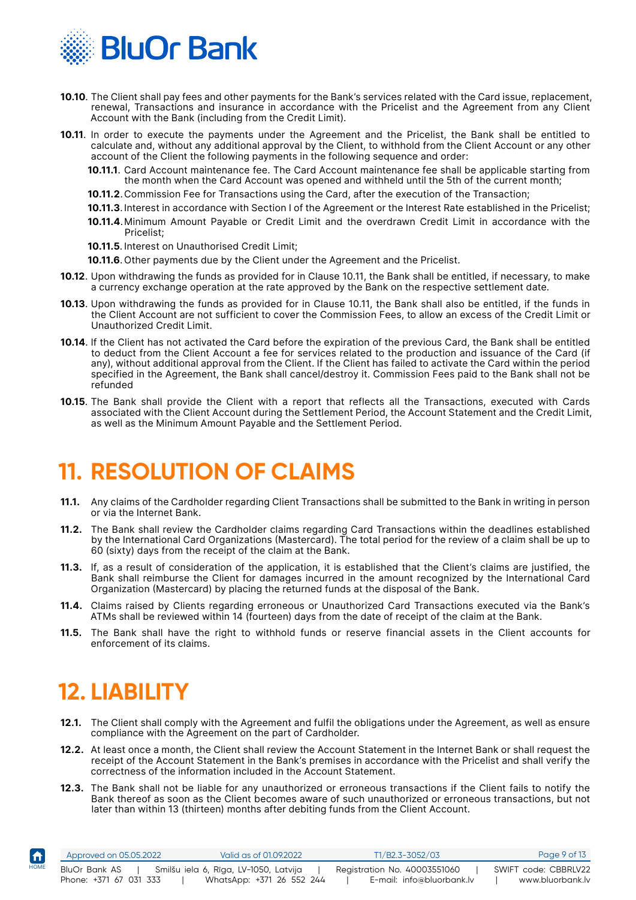**10.10**. The Client shall pay fees and other payments for the Bank's services related with the Card issue, replacement, renewal, Transactions and insurance in accordance with the Pricelist and the Agreement from any Client Account with the Bank (including from the Credit Limit).

**10.11**. In order to execute the payments under the Agreement and the Pricelist, the Bank shall be entitled to calculate and, without any additional approval by the Client, to withhold from the Client Account or any other account of the Client the following payments in the following sequence and order:

- **10.11.1**. Card Account maintenance fee. The Card Account maintenance fee shall be applicable starting from the month when the Card Account was opened and withheld until the 5th of the current month;
- **10.11.2**. Commission Fee for Transactions using the Card, after the execution of the Transaction;
- **10.11.3**. Interest in accordance with Section I of the Agreement or the Interest Rate established in the Pricelist;
- **10.11.4**. Minimum Amount Payable or Credit Limit and the overdrawn Credit Limit in accordance with the Pricelist;
- **10.11.5**. Interest on Unauthorised Credit Limit;
- **10.11.6**. Other payments due by the Client under the Agreement and the Pricelist.

**10.12**. Upon withdrawing the funds as provided for in Clause 10.11, the Bank shall be entitled, if necessary, to make a currency exchange operation at the rate approved by the Bank on the respective settlement date.

**10.13**. Upon withdrawing the funds as provided for in Clause 10.11, the Bank shall also be entitled, if the funds in the Client Account are not sufficient to cover the Commission Fees, to allow an excess of the Credit Limit or Unauthorized Credit Limit.

**10.14**. If the Client has not activated the Card before the expiration of the previous Card, the Bank shall be entitled to deduct from the Client Account a fee for services related to the production and issuance of the Card (if any), without additional approval from the Client. If the Client has failed to activate the Card within the period specified in the Agreement, the Bank shall cancel/destroy it. Commission Fees paid to the Bank shall not be refunded

**10.15**. The Bank shall provide the Client with a report that reflects all the Transactions, executed with Cards associated with the Client Account during the Settlement Period, the Account Statement and the Credit Limit, as well as the Minimum Amount Payable and the Settlement Period.

# 11. RESOLUTION OF CLAIMS

**11.1.** Any claims of the Cardholder regarding Client Transactions shall be submitted to the Bank in writing in person or via the Internet Bank.

**11.2.** The Bank shall review the Cardholder claims regarding Card Transactions within the deadlines established by the International Card Organizations (Mastercard). The total period for the review of a claim shall be up to 60 (sixty) days from the receipt of the claim at the Bank.

**11.3.** If, as a result of consideration of the application, it is established that the Client's claims are justified, the Bank shall reimburse the Client for damages incurred in the amount recognized by the International Card Organization (Mastercard) by placing the returned funds at the disposal of the Bank.

**11.4.** Claims raised by Clients regarding erroneous or Unauthorized Card Transactions executed via the Bank's ATMs shall be reviewed within 14 (fourteen) days from the date of receipt of the claim at the Bank.

**11.5.** The Bank shall have the right to withhold funds or reserve financial assets in the Client accounts for enforcement of its claims.

# 12. LIABILITY

**12.1.** The Client shall comply with the Agreement and fulfil the obligations under the Agreement, as well as ensure compliance with the Agreement on the part of Cardholder.

**12.2.** At least once a month, the Client shall review the Account Statement in the Internet Bank or shall request the receipt of the Account Statement in the Bank's premises in accordance with the Pricelist and shall verify the correctness of the information included in the Account Statement.

**12.3.** The Bank shall not be liable for any unauthorized or erroneous transactions if the Client fails to notify the Bank thereof as soon as the Client becomes aware of such unauthorized or erroneous transactions, but not later than within 13 (thirteen) months after debiting funds from the Client Account.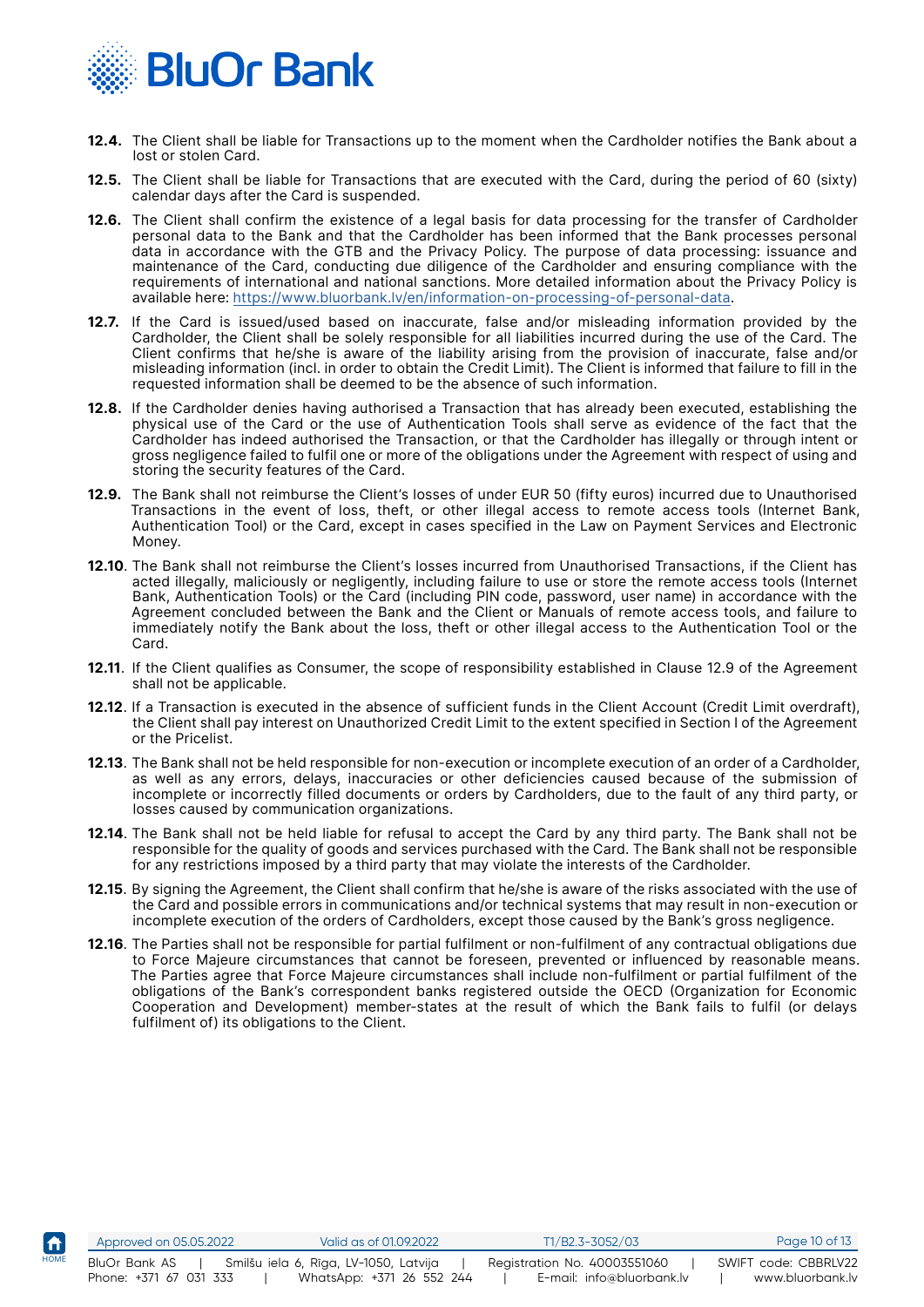**12.4.** The Client shall be liable for Transactions up to the moment when the Cardholder notifies the Bank about a lost or stolen Card.

**12.5.** The Client shall be liable for Transactions that are executed with the Card, during the period of 60 (sixty) calendar days after the Card is suspended.

**12.6.** The Client shall confirm the existence of a legal basis for data processing for the transfer of Cardholder personal data to the Bank and that the Cardholder has been informed that the Bank processes personal data in accordance with the GTB and the Privacy Policy. The purpose of data processing: issuance and maintenance of the Card, conducting due diligence of the Cardholder and ensuring compliance with the requirements of international and national sanctions. More detailed information about the Privacy Policy is available here: https://www.bluorbank.lv/en/information-on-processing-of-personal-data.

**12.7.** If the Card is issued/used based on inaccurate, false and/or misleading information provided by the Cardholder, the Client shall be solely responsible for all liabilities incurred during the use of the Card. The Client confirms that he/she is aware of the liability arising from the provision of inaccurate, false and/or misleading information (incl. in order to obtain the Credit Limit). The Client is informed that failure to fill in the requested information shall be deemed to be the absence of such information.

**12.8.** If the Cardholder denies having authorised a Transaction that has already been executed, establishing the physical use of the Card or the use of Authentication Tools shall serve as evidence of the fact that the Cardholder has indeed authorised the Transaction, or that the Cardholder has illegally or through intent or gross negligence failed to fulfil one or more of the obligations under the Agreement with respect of using and storing the security features of the Card.

**12.9.** The Bank shall not reimburse the Client's losses of under EUR 50 (fifty euros) incurred due to Unauthorised Transactions in the event of loss, theft, or other illegal access to remote access tools (Internet Bank, Authentication Tool) or the Card, except in cases specified in the Law on Payment Services and Electronic Money.

**12.10**. The Bank shall not reimburse the Client's losses incurred from Unauthorised Transactions, if the Client has acted illegally, maliciously or negligently, including failure to use or store the remote access tools (Internet Bank, Authentication Tools) or the Card (including PIN code, password, user name) in accordance with the Agreement concluded between the Bank and the Client or Manuals of remote access tools, and failure to immediately notify the Bank about the loss, theft or other illegal access to the Authentication Tool or the Card.

**12.11**. If the Client qualifies as Consumer, the scope of responsibility established in Clause 12.9 of the Agreement shall not be applicable.

**12.12**. If a Transaction is executed in the absence of sufficient funds in the Client Account (Credit Limit overdraft), the Client shall pay interest on Unauthorized Credit Limit to the extent specified in Section I of the Agreement or the Pricelist.

**12.13**. The Bank shall not be held responsible for non-execution or incomplete execution of an order of a Cardholder, as well as any errors, delays, inaccuracies or other deficiencies caused because of the submission of incomplete or incorrectly filled documents or orders by Cardholders, due to the fault of any third party, or losses caused by communication organizations.

**12.14**. The Bank shall not be held liable for refusal to accept the Card by any third party. The Bank shall not be responsible for the quality of goods and services purchased with the Card. The Bank shall not be responsible for any restrictions imposed by a third party that may violate the interests of the Cardholder.

**12.15**. By signing the Agreement, the Client shall confirm that he/she is aware of the risks associated with the use of the Card and possible errors in communications and/or technical systems that may result in non-execution or incomplete execution of the orders of Cardholders, except those caused by the Bank's gross negligence.

**12.16**. The Parties shall not be responsible for partial fulfilment or non-fulfilment of any contractual obligations due to Force Majeure circumstances that cannot be foreseen, prevented or influenced by reasonable means. The Parties agree that Force Majeure circumstances shall include non-fulfilment or partial fulfilment of the obligations of the Bank's correspondent banks registered outside the OECD (Organization for Economic Cooperation and Development) member-states at the result of which the Bank fails to fulfil (or delays fulfilment of) its obligations to the Client.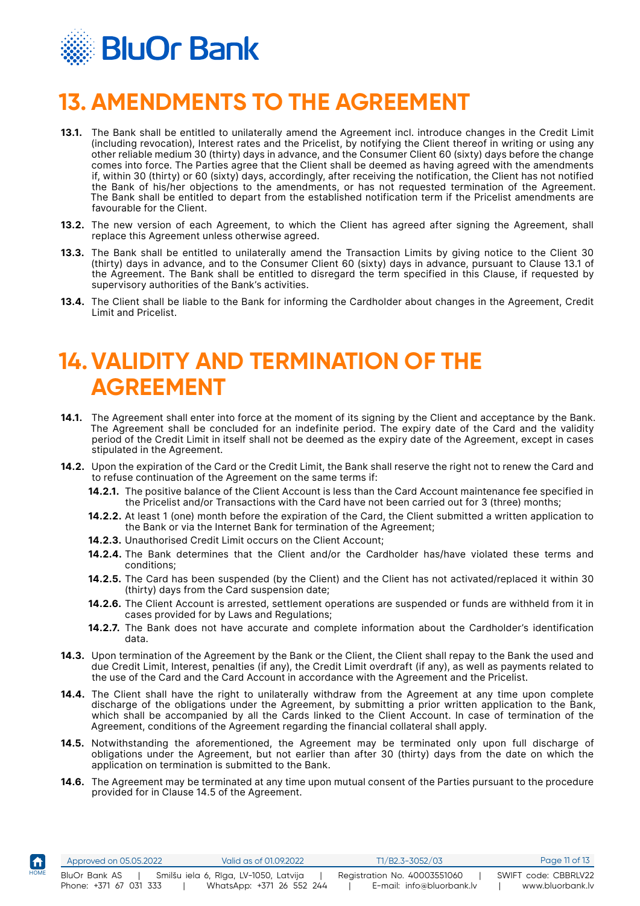# 13. AMENDMENTS TO THE AGREEMENT

**13.1.** The Bank shall be entitled to unilaterally amend the Agreement incl. introduce changes in the Credit Limit (including revocation), Interest rates and the Pricelist, by notifying the Client thereof in writing or using any other reliable medium 30 (thirty) days in advance, and the Consumer Client 60 (sixty) days before the change comes into force. The Parties agree that the Client shall be deemed as having agreed with the amendments if, within 30 (thirty) or 60 (sixty) days, accordingly, after receiving the notification, the Client has not notified the Bank of his/her objections to the amendments, or has not requested termination of the Agreement. The Bank shall be entitled to depart from the established notification term if the Pricelist amendments are favourable for the Client.

**13.2.** The new version of each Agreement, to which the Client has agreed after signing the Agreement, shall replace this Agreement unless otherwise agreed.

**13.3.** The Bank shall be entitled to unilaterally amend the Transaction Limits by giving notice to the Client 30 (thirty) days in advance, and to the Consumer Client 60 (sixty) days in advance, pursuant to Clause 13.1 of the Agreement. The Bank shall be entitled to disregard the term specified in this Clause, if requested by supervisory authorities of the Bank's activities.

**13.4.** The Client shall be liable to the Bank for informing the Cardholder about changes in the Agreement, Credit Limit and Pricelist.

# 14. VALIDITY AND TERMINATION OF THE AGREEMENT

**14.1.** The Agreement shall enter into force at the moment of its signing by the Client and acceptance by the Bank. The Agreement shall be concluded for an indefinite period. The expiry date of the Card and the validity period of the Credit Limit in itself shall not be deemed as the expiry date of the Agreement, except in cases stipulated in the Agreement.

**14.2.** Upon the expiration of the Card or the Credit Limit, the Bank shall reserve the right not to renew the Card and to refuse continuation of the Agreement on the same terms if:

- **14.2.1.** The positive balance of the Client Account is less than the Card Account maintenance fee specified in the Pricelist and/or Transactions with the Card have not been carried out for 3 (three) months;
- **14.2.2.** At least 1 (one) month before the expiration of the Card, the Client submitted a written application to the Bank or via the Internet Bank for termination of the Agreement;
- **14.2.3.** Unauthorised Credit Limit occurs on the Client Account;
- **14.2.4.** The Bank determines that the Client and/or the Cardholder has/have violated these terms and conditions;
- **14.2.5.** The Card has been suspended (by the Client) and the Client has not activated/replaced it within 30 (thirty) days from the Card suspension date;
- **14.2.6.** The Client Account is arrested, settlement operations are suspended or funds are withheld from it in cases provided for by Laws and Regulations;
- **14.2.7.** The Bank does not have accurate and complete information about the Cardholder's identification data.

**14.3.** Upon termination of the Agreement by the Bank or the Client, the Client shall repay to the Bank the used and due Credit Limit, Interest, penalties (if any), the Credit Limit overdraft (if any), as well as payments related to the use of the Card and the Card Account in accordance with the Agreement and the Pricelist.

**14.4.** The Client shall have the right to unilaterally withdraw from the Agreement at any time upon complete discharge of the obligations under the Agreement, by submitting a prior written application to the Bank, which shall be accompanied by all the Cards linked to the Client Account. In case of termination of the Agreement, conditions of the Agreement regarding the financial collateral shall apply.

**14.5.** Notwithstanding the aforementioned, the Agreement may be terminated only upon full discharge of obligations under the Agreement, but not earlier than after 30 (thirty) days from the date on which the application on termination is submitted to the Bank.

**14.6.** The Agreement may be terminated at any time upon mutual consent of the Parties pursuant to the procedure provided for in Clause 14.5 of the Agreement.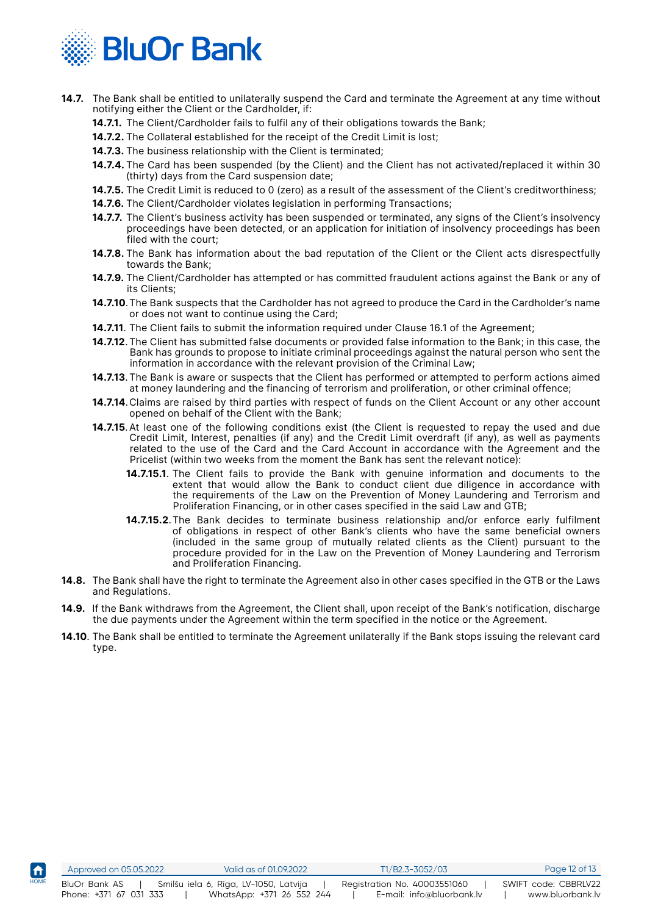**14.7.** The Bank shall be entitled to unilaterally suspend the Card and terminate the Agreement at any time without notifying either the Client or the Cardholder, if:

**14.7.1.** The Client/Cardholder fails to fulfil any of their obligations towards the Bank;

**14.7.2.** The Collateral established for the receipt of the Credit Limit is lost;

**14.7.3.** The business relationship with the Client is terminated;

**14.7.4.** The Card has been suspended (by the Client) and the Client has not activated/replaced it within 30 (thirty) days from the Card suspension date;

**14.7.5.** The Credit Limit is reduced to 0 (zero) as a result of the assessment of the Client's creditworthiness;

**14.7.6.** The Client/Cardholder violates legislation in performing Transactions;

**14.7.7.** The Client's business activity has been suspended or terminated, any signs of the Client's insolvency proceedings have been detected, or an application for initiation of insolvency proceedings has been filed with the court;

**14.7.8.** The Bank has information about the bad reputation of the Client or the Client acts disrespectfully towards the Bank;

**14.7.9.** The Client/Cardholder has attempted or has committed fraudulent actions against the Bank or any of its Clients;

**14.7.10**. The Bank suspects that the Cardholder has not agreed to produce the Card in the Cardholder's name or does not want to continue using the Card;

**14.7.11**. The Client fails to submit the information required under Clause 16.1 of the Agreement;

**14.7.12**. The Client has submitted false documents or provided false information to the Bank; in this case, the Bank has grounds to propose to initiate criminal proceedings against the natural person who sent the information in accordance with the relevant provision of the Criminal Law;

**14.7.13**. The Bank is aware or suspects that the Client has performed or attempted to perform actions aimed at money laundering and the financing of terrorism and proliferation, or other criminal offence;

**14.7.14**. Claims are raised by third parties with respect of funds on the Client Account or any other account opened on behalf of the Client with the Bank;

**14.7.15**. At least one of the following conditions exist (the Client is requested to repay the used and due Credit Limit, Interest, penalties (if any) and the Credit Limit overdraft (if any), as well as payments related to the use of the Card and the Card Account in accordance with the Agreement and the Pricelist (within two weeks from the moment the Bank has sent the relevant notice):

**14.7.15.1**. The Client fails to provide the Bank with genuine information and documents to the extent that would allow the Bank to conduct client due diligence in accordance with the requirements of the Law on the Prevention of Money Laundering and Terrorism and Proliferation Financing, or in other cases specified in the said Law and GTB;

**14.7.15.2**. The Bank decides to terminate business relationship and/or enforce early fulfilment of obligations in respect of other Bank's clients who have the same beneficial owners (included in the same group of mutually related clients as the Client) pursuant to the procedure provided for in the Law on the Prevention of Money Laundering and Terrorism and Proliferation Financing.

**14.8.** The Bank shall have the right to terminate the Agreement also in other cases specified in the GTB or the Laws and Regulations.

**14.9.** If the Bank withdraws from the Agreement, the Client shall, upon receipt of the Bank's notification, discharge the due payments under the Agreement within the term specified in the notice or the Agreement.

**14.10**. The Bank shall be entitled to terminate the Agreement unilaterally if the Bank stops issuing the relevant card type.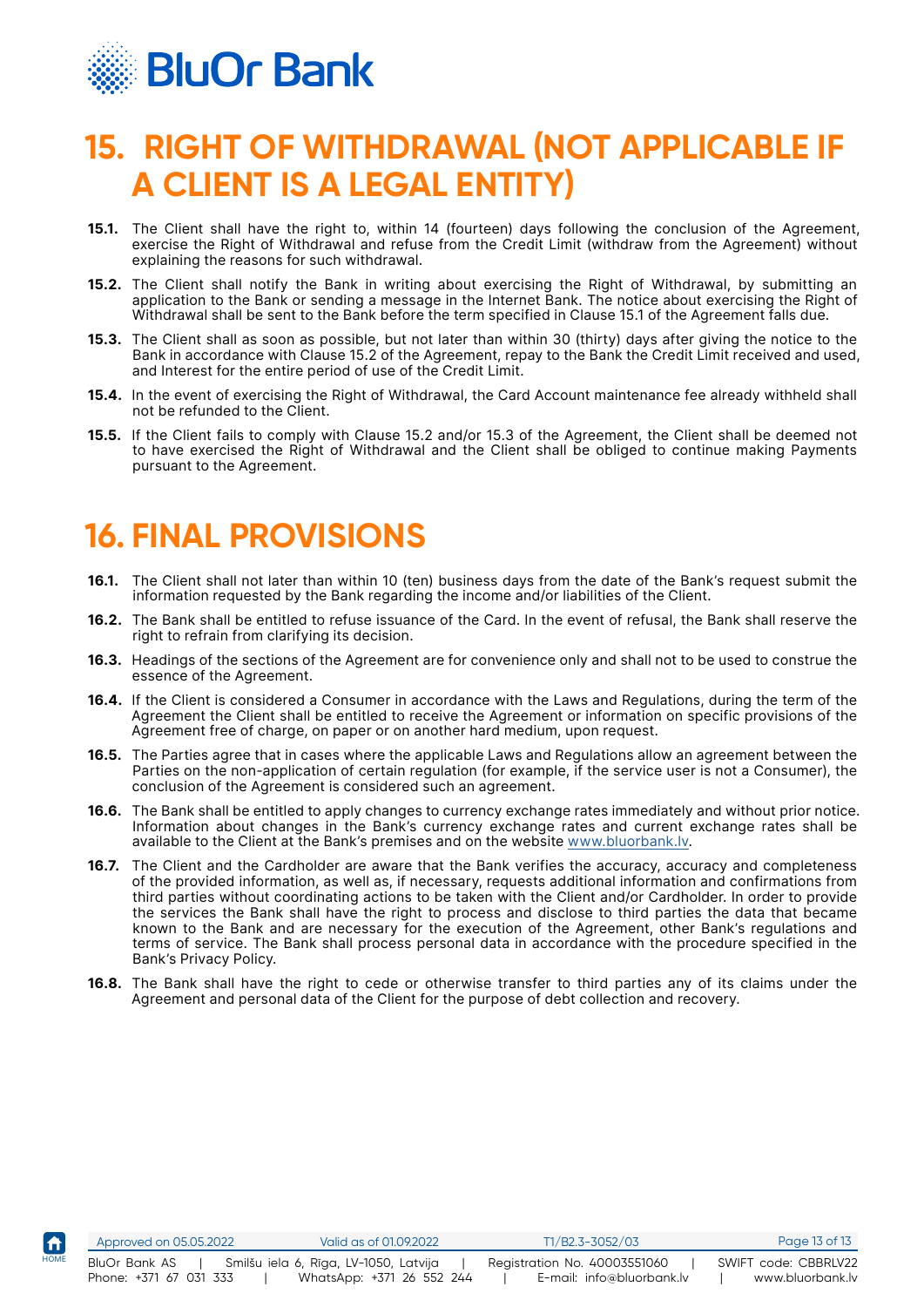# 15. RIGHT OF WITHDRAWAL (NOT APPLICABLE IF A CLIENT IS A LEGAL ENTITY)

**15.1.** The Client shall have the right to, within 14 (fourteen) days following the conclusion of the Agreement, exercise the Right of Withdrawal and refuse from the Credit Limit (withdraw from the Agreement) without explaining the reasons for such withdrawal.

**15.2.** The Client shall notify the Bank in writing about exercising the Right of Withdrawal, by submitting an application to the Bank or sending a message in the Internet Bank. The notice about exercising the Right of Withdrawal shall be sent to the Bank before the term specified in Clause 15.1 of the Agreement falls due.

**15.3.** The Client shall as soon as possible, but not later than within 30 (thirty) days after giving the notice to the Bank in accordance with Clause 15.2 of the Agreement, repay to the Bank the Credit Limit received and used, and Interest for the entire period of use of the Credit Limit.

**15.4.** In the event of exercising the Right of Withdrawal, the Card Account maintenance fee already withheld shall not be refunded to the Client.

**15.5.** If the Client fails to comply with Clause 15.2 and/or 15.3 of the Agreement, the Client shall be deemed not to have exercised the Right of Withdrawal and the Client shall be obliged to continue making Payments pursuant to the Agreement.

# 16. FINAL PROVISIONS

**16.1.** The Client shall not later than within 10 (ten) business days from the date of the Bank's request submit the information requested by the Bank regarding the income and/or liabilities of the Client.

**16.2.** The Bank shall be entitled to refuse issuance of the Card. In the event of refusal, the Bank shall reserve the right to refrain from clarifying its decision.

**16.3.** Headings of the sections of the Agreement are for convenience only and shall not to be used to construe the essence of the Agreement.

**16.4.** If the Client is considered a Consumer in accordance with the Laws and Regulations, during the term of the Agreement the Client shall be entitled to receive the Agreement or information on specific provisions of the Agreement free of charge, on paper or on another hard medium, upon request.

**16.5.** The Parties agree that in cases where the applicable Laws and Regulations allow an agreement between the Parties on the non-application of certain regulation (for example, if the service user is not a Consumer), the conclusion of the Agreement is considered such an agreement.

**16.6.** The Bank shall be entitled to apply changes to currency exchange rates immediately and without prior notice. Information about changes in the Bank's currency exchange rates and current exchange rates shall be available to the Client at the Bank's premises and on the website www.bluorbank.lv.

**16.7.** The Client and the Cardholder are aware that the Bank verifies the accuracy, accuracy and completeness of the provided information, as well as, if necessary, requests additional information and confirmations from third parties without coordinating actions to be taken with the Client and/or Cardholder. In order to provide the services the Bank shall have the right to process and disclose to third parties the data that became known to the Bank and are necessary for the execution of the Agreement, other Bank's regulations and terms of service. The Bank shall process personal data in accordance with the procedure specified in the Bank's Privacy Policy.

**16.8.** The Bank shall have the right to cede or otherwise transfer to third parties any of its claims under the Agreement and personal data of the Client for the purpose of debt collection and recovery.